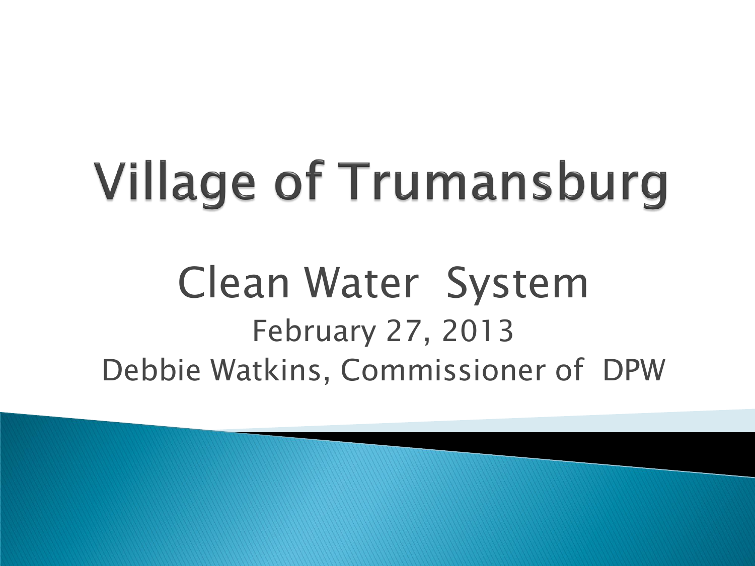# Village of Trumansburg

## Clean Water System

February 27, 2013

Debbie Watkins, Commissioner of DPW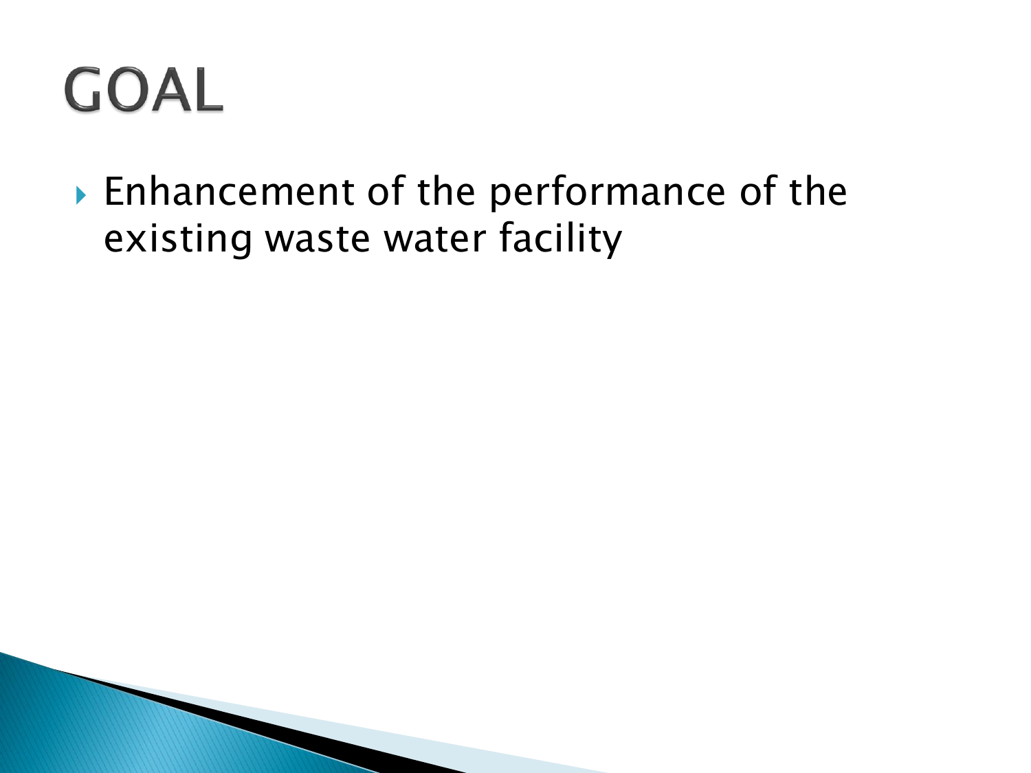# GOAL

- Enhancement of the performance of the existing waste water facility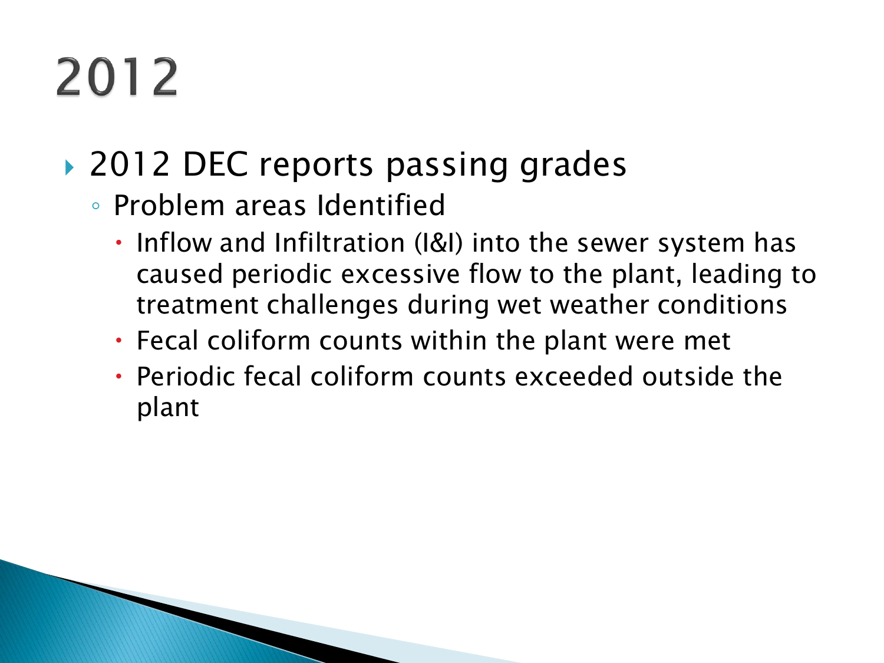# 2012

- 2012 DEC reports passing grades
  - Problem areas Identified
    - Inflow and Infiltration (I&I) into the sewer system has caused periodic excessive flow to the plant, leading to treatment challenges during wet weather conditions
    - Fecal coliform counts within the plant were met
    - Periodic fecal coliform counts exceeded outside the plant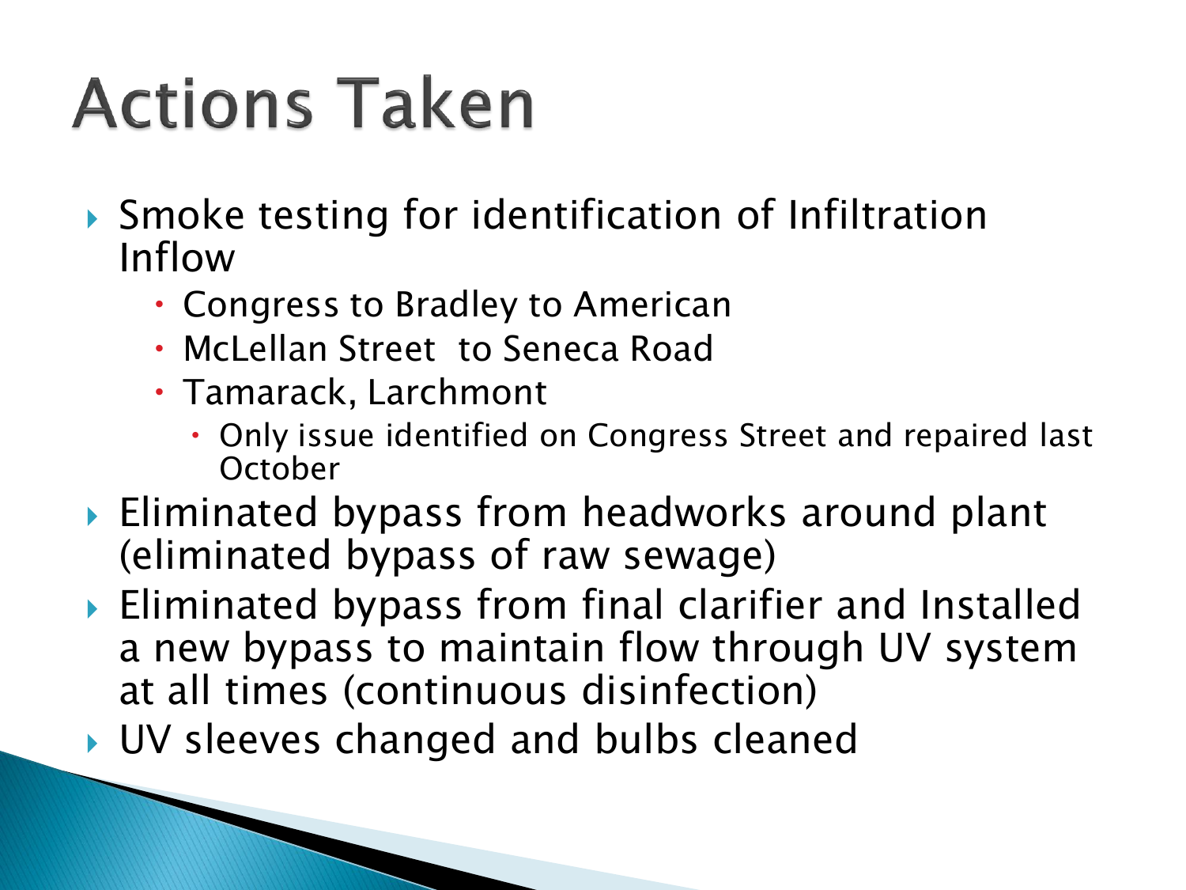# Actions Taken

- Smoke testing for identification of Infiltration Inflow
  - Congress to Bradley to American
  - McLellan Street  to Seneca Road
  - Tamarack, Larchmont
    - Only issue identified on Congress Street and repaired last October
- Eliminated bypass from headworks around plant (eliminated bypass of raw sewage)
- Eliminated bypass from final clarifier and Installed a new bypass to maintain flow through UV system at all times (continuous disinfection)
- UV sleeves changed and bulbs cleaned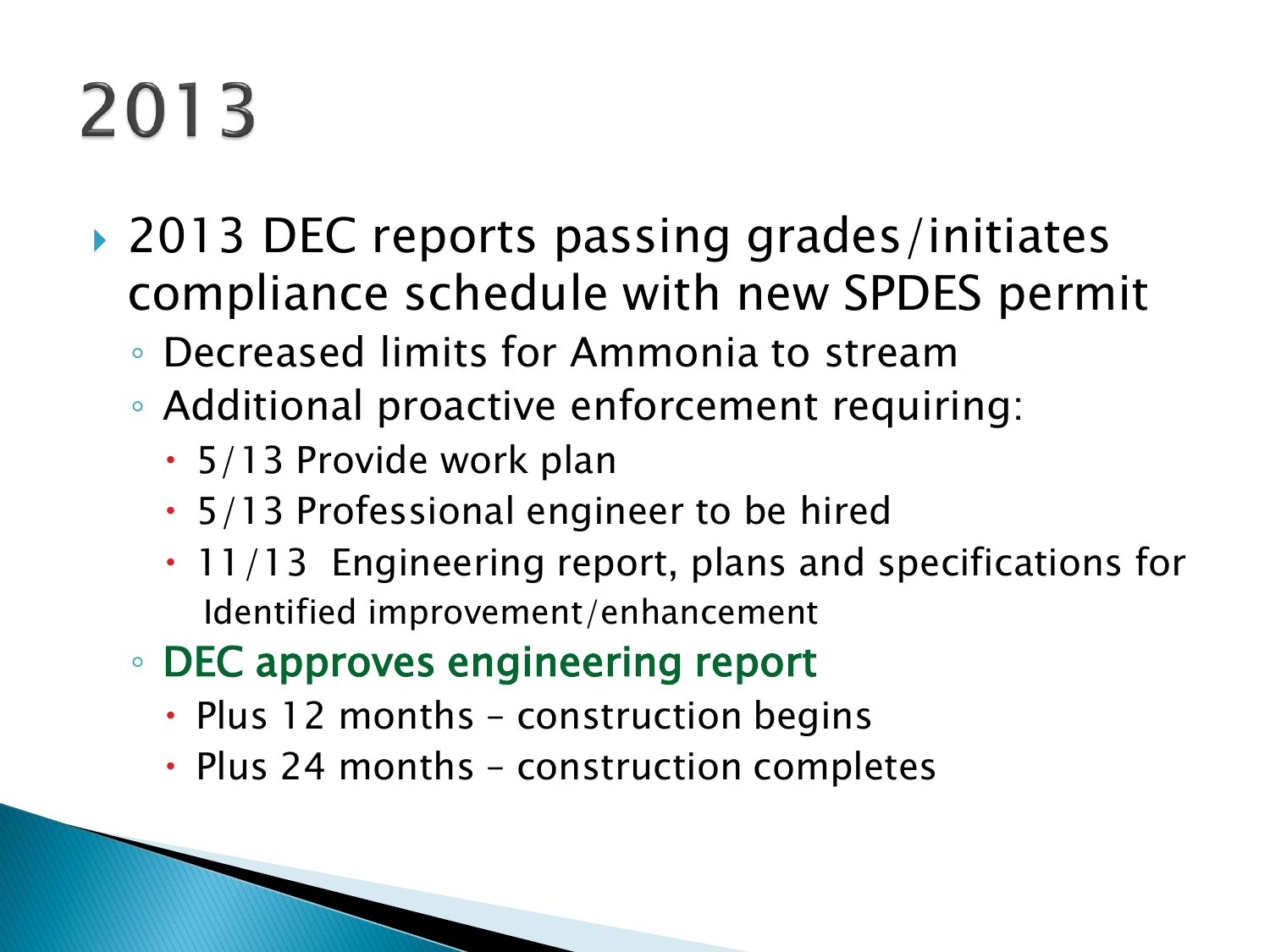# 2013

- 2013 DEC reports passing grades/initiates compliance schedule with new SPDES permit
  - Decreased limits for Ammonia to stream
  - Additional proactive enforcement requiring:
    - 5/13 Provide work plan
    - 5/13 Professional engineer to be hired
    - 11/13 Engineering report, plans and specifications for Identified improvement/enhancement
  - DEC approves engineering report
    - Plus 12 months – construction begins
    - Plus 24 months – construction completes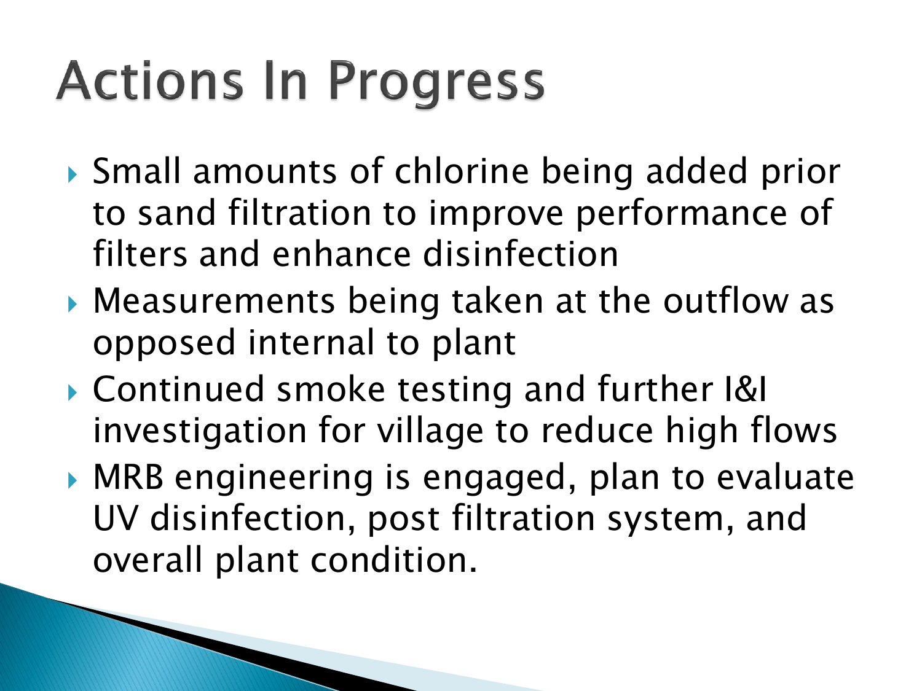# Actions In Progress

- Small amounts of chlorine being added prior to sand filtration to improve performance of filters and enhance disinfection
- Measurements being taken at the outflow as opposed internal to plant
- Continued smoke testing and further I&I investigation for village to reduce high flows
- MRB engineering is engaged, plan to evaluate UV disinfection, post filtration system, and overall plant condition.